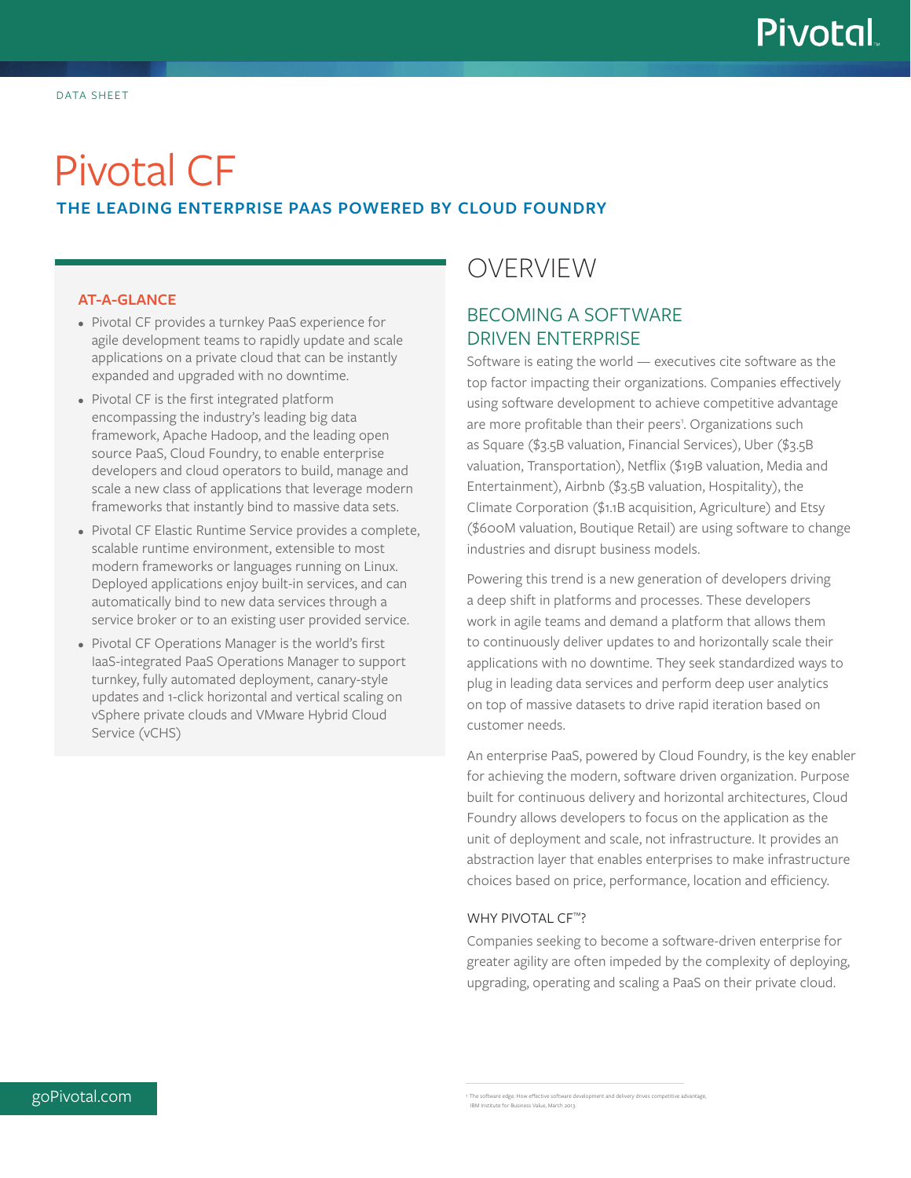DATA SHEET

# Pivotal CF

## THE LEADING ENTERPRISE PAAS POWERED BY CLOUD FOUNDRY

### AT-A-GLANCE

- Pivotal CF provides a turnkey PaaS experience for agile development teams to rapidly update and scale applications on a private cloud that can be instantly expanded and upgraded with no downtime.
- Pivotal CF is the first integrated platform encompassing the industry's leading big data framework, Apache Hadoop, and the leading open source PaaS, Cloud Foundry, to enable enterprise developers and cloud operators to build, manage and scale a new class of applications that leverage modern frameworks that instantly bind to massive data sets.
- Pivotal CF Elastic Runtime Service provides a complete, scalable runtime environment, extensible to most modern frameworks or languages running on Linux. Deployed applications enjoy built-in services, and can automatically bind to new data services through a service broker or to an existing user provided service.
- Pivotal CF Operations Manager is the world's first IaaS-integrated PaaS Operations Manager to support turnkey, fully automated deployment, canary-style updates and 1-click horizontal and vertical scaling on vSphere private clouds and VMware Hybrid Cloud Service (vCHS)

## OVERVIEW

### BECOMING A SOFTWARE DRIVEN ENTERPRISE

Software is eating the world — executives cite software as the top factor impacting their organizations. Companies effectively using software development to achieve competitive advantage are more profitable than their peers[1]. Organizations such as Square ($3.5B valuation, Financial Services), Uber ($3.5B valuation, Transportation), Netflix ($19B valuation, Media and Entertainment), Airbnb ($3.5B valuation, Hospitality), the Climate Corporation ($1.1B acquisition, Agriculture) and Etsy ($600M valuation, Boutique Retail) are using software to change industries and disrupt business models.

Powering this trend is a new generation of developers driving a deep shift in platforms and processes. These developers work in agile teams and demand a platform that allows them to continuously deliver updates to and horizontally scale their applications with no downtime. They seek standardized ways to plug in leading data services and perform deep user analytics on top of massive datasets to drive rapid iteration based on customer needs.

An enterprise PaaS, powered by Cloud Foundry, is the key enabler for achieving the modern, software driven organization. Purpose built for continuous delivery and horizontal architectures, Cloud Foundry allows developers to focus on the application as the unit of deployment and scale, not infrastructure. It provides an abstraction layer that enables enterprises to make infrastructure choices based on price, performance, location and efficiency.

#### WHY PIVOTAL CF™?

Companies seeking to become a software-driven enterprise for greater agility are often impeded by the complexity of deploying, upgrading, operating and scaling a PaaS on their private cloud.

1 The software edge: How effective software development and delivery drives competitive advantage, IBM Institute for Business Value, March 2013.

goPivotal.com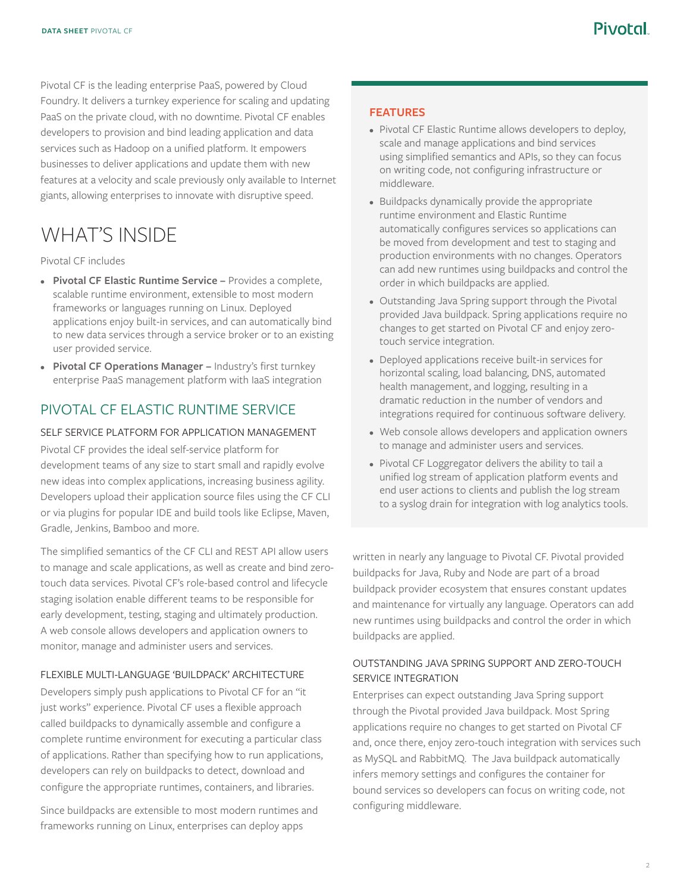Pivotal CF is the leading enterprise PaaS, powered by Cloud Foundry. It delivers a turnkey experience for scaling and updating PaaS on the private cloud, with no downtime. Pivotal CF enables developers to provision and bind leading application and data services such as Hadoop on a unified platform. It empowers businesses to deliver applications and update them with new features at a velocity and scale previously only available to Internet giants, allowing enterprises to innovate with disruptive speed.

# WHAT'S INSIDE

Pivotal CF includes

- **Pivotal CF Elastic Runtime Service –** Provides a complete, scalable runtime environment, extensible to most modern frameworks or languages running on Linux. Deployed applications enjoy built-in services, and can automatically bind to new data services through a service broker or to an existing user provided service.
- **Pivotal CF Operations Manager –** Industry's first turnkey enterprise PaaS management platform with IaaS integration

## PIVOTAL CF ELASTIC RUNTIME SERVICE

### SELF SERVICE PLATFORM FOR APPLICATION MANAGEMENT

Pivotal CF provides the ideal self-service platform for development teams of any size to start small and rapidly evolve new ideas into complex applications, increasing business agility. Developers upload their application source files using the CF CLI or via plugins for popular IDE and build tools like Eclipse, Maven, Gradle, Jenkins, Bamboo and more.

The simplified semantics of the CF CLI and REST API allow users to manage and scale applications, as well as create and bind zero-touch data services. Pivotal CF's role-based control and lifecycle staging isolation enable different teams to be responsible for early development, testing, staging and ultimately production. A web console allows developers and application owners to monitor, manage and administer users and services.

### FLEXIBLE MULTI-LANGUAGE 'BUILDPACK' ARCHITECTURE

Developers simply push applications to Pivotal CF for an "it just works" experience. Pivotal CF uses a flexible approach called buildpacks to dynamically assemble and configure a complete runtime environment for executing a particular class of applications. Rather than specifying how to run applications, developers can rely on buildpacks to detect, download and configure the appropriate runtimes, containers, and libraries.

Since buildpacks are extensible to most modern runtimes and frameworks running on Linux, enterprises can deploy apps written in nearly any language to Pivotal CF. Pivotal provided buildpacks for Java, Ruby and Node are part of a broad buildpack provider ecosystem that ensures constant updates and maintenance for virtually any language. Operators can add new runtimes using buildpacks and control the order in which buildpacks are applied.

### OUTSTANDING JAVA SPRING SUPPORT AND ZERO-TOUCH SERVICE INTEGRATION

Enterprises can expect outstanding Java Spring support through the Pivotal provided Java buildpack. Most Spring applications require no changes to get started on Pivotal CF and, once there, enjoy zero-touch integration with services such as MySQL and RabbitMQ. The Java buildpack automatically infers memory settings and configures the container for bound services so developers can focus on writing code, not configuring middleware.

### FEATURES

- Pivotal CF Elastic Runtime allows developers to deploy, scale and manage applications and bind services using simplified semantics and APIs, so they can focus on writing code, not configuring infrastructure or middleware.
- Buildpacks dynamically provide the appropriate runtime environment and Elastic Runtime automatically configures services so applications can be moved from development and test to staging and production environments with no changes. Operators can add new runtimes using buildpacks and control the order in which buildpacks are applied.
- Outstanding Java Spring support through the Pivotal provided Java buildpack. Spring applications require no changes to get started on Pivotal CF and enjoy zero-touch service integration.
- Deployed applications receive built-in services for horizontal scaling, load balancing, DNS, automated health management, and logging, resulting in a dramatic reduction in the number of vendors and integrations required for continuous software delivery.
- Web console allows developers and application owners to manage and administer users and services.
- Pivotal CF Loggregator delivers the ability to tail a unified log stream of application platform events and end user actions to clients and publish the log stream to a syslog drain for integration with log analytics tools.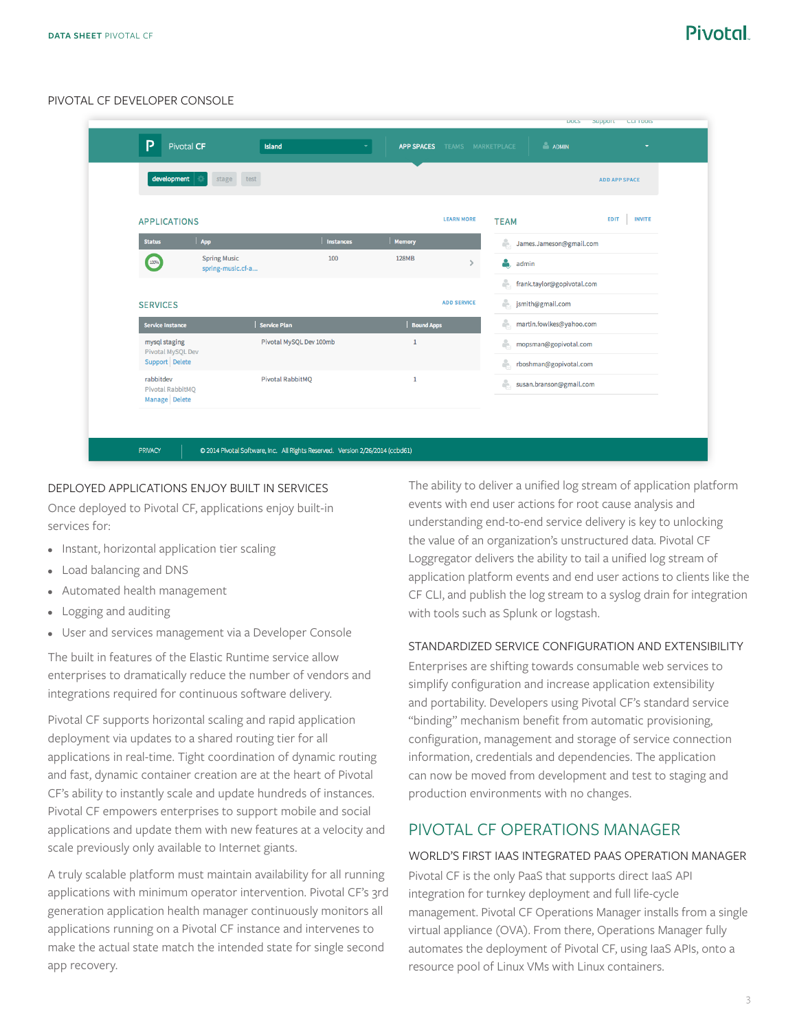## PIVOTAL CF DEVELOPER CONSOLE

### DEPLOYED APPLICATIONS ENJOY BUILT IN SERVICES

Once deployed to Pivotal CF, applications enjoy built-in services for:

- Instant, horizontal application tier scaling
- Load balancing and DNS
- Automated health management
- Logging and auditing
- User and services management via a Developer Console

The built in features of the Elastic Runtime service allow enterprises to dramatically reduce the number of vendors and integrations required for continuous software delivery.

Pivotal CF supports horizontal scaling and rapid application deployment via updates to a shared routing tier for all applications in real-time. Tight coordination of dynamic routing and fast, dynamic container creation are at the heart of Pivotal CF's ability to instantly scale and update hundreds of instances. Pivotal CF empowers enterprises to support mobile and social applications and update them with new features at a velocity and scale previously only available to Internet giants.

A truly scalable platform must maintain availability for all running applications with minimum operator intervention. Pivotal CF's 3rd generation application health manager continuously monitors all applications running on a Pivotal CF instance and intervenes to make the actual state match the intended state for single second app recovery.

The ability to deliver a unified log stream of application platform events with end user actions for root cause analysis and understanding end-to-end service delivery is key to unlocking the value of an organization's unstructured data. Pivotal CF Loggregator delivers the ability to tail a unified log stream of application platform events and end user actions to clients like the CF CLI, and publish the log stream to a syslog drain for integration with tools such as Splunk or logstash.

### STANDARDIZED SERVICE CONFIGURATION AND EXTENSIBILITY

Enterprises are shifting towards consumable web services to simplify configuration and increase application extensibility and portability. Developers using Pivotal CF's standard service "binding" mechanism benefit from automatic provisioning, configuration, management and storage of service connection information, credentials and dependencies. The application can now be moved from development and test to staging and production environments with no changes.

## PIVOTAL CF OPERATIONS MANAGER

### WORLD'S FIRST IAAS INTEGRATED PAAS OPERATION MANAGER

Pivotal CF is the only PaaS that supports direct IaaS API integration for turnkey deployment and full life-cycle management. Pivotal CF Operations Manager installs from a single virtual appliance (OVA). From there, Operations Manager fully automates the deployment of Pivotal CF, using IaaS APIs, onto a resource pool of Linux VMs with Linux containers.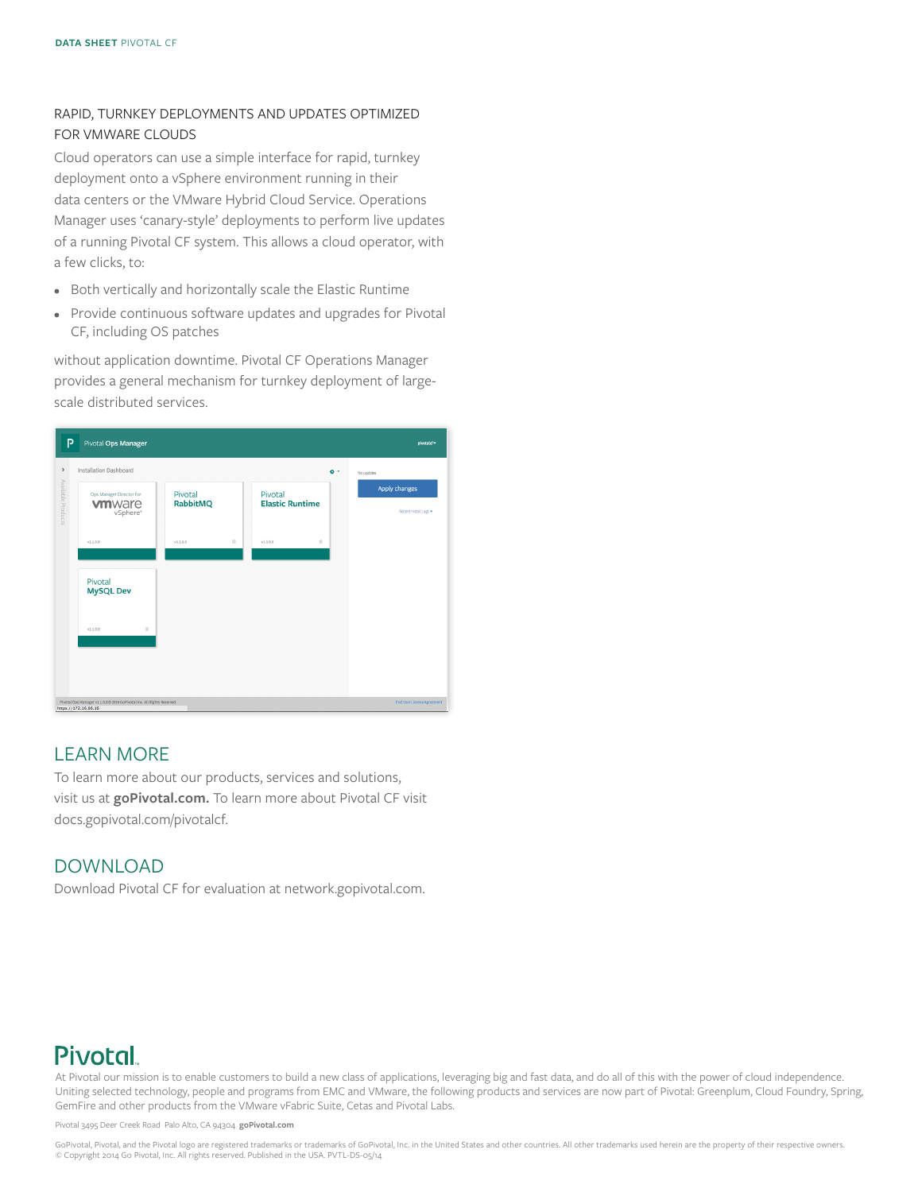## RAPID, TURNKEY DEPLOYMENTS AND UPDATES OPTIMIZED FOR VMWARE CLOUDS

Cloud operators can use a simple interface for rapid, turnkey deployment onto a vSphere environment running in their data centers or the VMware Hybrid Cloud Service. Operations Manager uses 'canary-style' deployments to perform live updates of a running Pivotal CF system. This allows a cloud operator, with a few clicks, to:

- Both vertically and horizontally scale the Elastic Runtime
- Provide continuous software updates and upgrades for Pivotal CF, including OS patches

without application downtime. Pivotal CF Operations Manager provides a general mechanism for turnkey deployment of large-scale distributed services.

## LEARN MORE

To learn more about our products, services and solutions, visit us at **goPivotal.com.** To learn more about Pivotal CF visit docs.gopivotal.com/pivotalcf.

## DOWNLOAD

Download Pivotal CF for evaluation at network.gopivotal.com.

**Pivotal**

At Pivotal our mission is to enable customers to build a new class of applications, leveraging big and fast data, and do all of this with the power of cloud independence. Uniting selected technology, people and programs from EMC and VMware, the following products and services are now part of Pivotal: Greenplum, Cloud Foundry, Spring, GemFire and other products from the VMware vFabric Suite, Cetas and Pivotal Labs.

Pivotal 3495 Deer Creek Road Palo Alto, CA 94304 **goPivotal.com**

GoPivotal, Pivotal, and the Pivotal logo are registered trademarks or trademarks of GoPivotal, Inc. in the United States and other countries. All other trademarks used herein are the property of their respective owners. © Copyright 2014 Go Pivotal, Inc. All rights reserved. Published in the USA. PVTL-DS-05/14